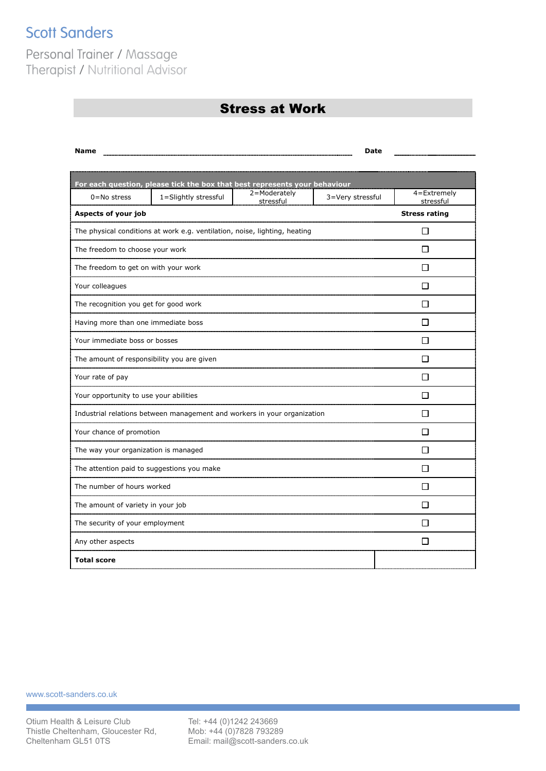Scott Sanders

Personal Trainer / Massage Therapist / Nutritional Advisor

# Stress at Work

**Name** ............................................................ **Date** ....................

**For each question, please tick the box that best represents your behaviour**

| 0=No stress | 1=Slightly stressful | 2=Moderately stressful | 3=Very stressful | 4=Extremely stressful |
|---|---|---|---|---|

| **Aspects of your job** | **Stress rating** |
|---|---|
| The physical conditions at work e.g. ventilation, noise, lighting, heating | ☐ |
| The freedom to choose your work | ☐ |
| The freedom to get on with your work | ☐ |
| Your colleagues | ☐ |
| The recognition you get for good work | ☐ |
| Having more than one immediate boss | ☐ |
| Your immediate boss or bosses | ☐ |
| The amount of responsibility you are given | ☐ |
| Your rate of pay | ☐ |
| Your opportunity to use your abilities | ☐ |
| Industrial relations between management and workers in your organization | ☐ |
| Your chance of promotion | ☐ |
| The way your organization is managed | ☐ |
| The attention paid to suggestions you make | ☐ |
| The number of hours worked | ☐ |
| The amount of variety in your job | ☐ |
| The security of your employment | ☐ |
| Any other aspects | ☐ |
| **Total score** | |

www.scott-sanders.co.uk

Otium Health & Leisure Club
Thistle Cheltenham, Gloucester Rd,
Cheltenham GL51 0TS

Tel: +44 (0)1242 243669
Mob: +44 (0)7828 793289
Email: mail@scott-sanders.co.uk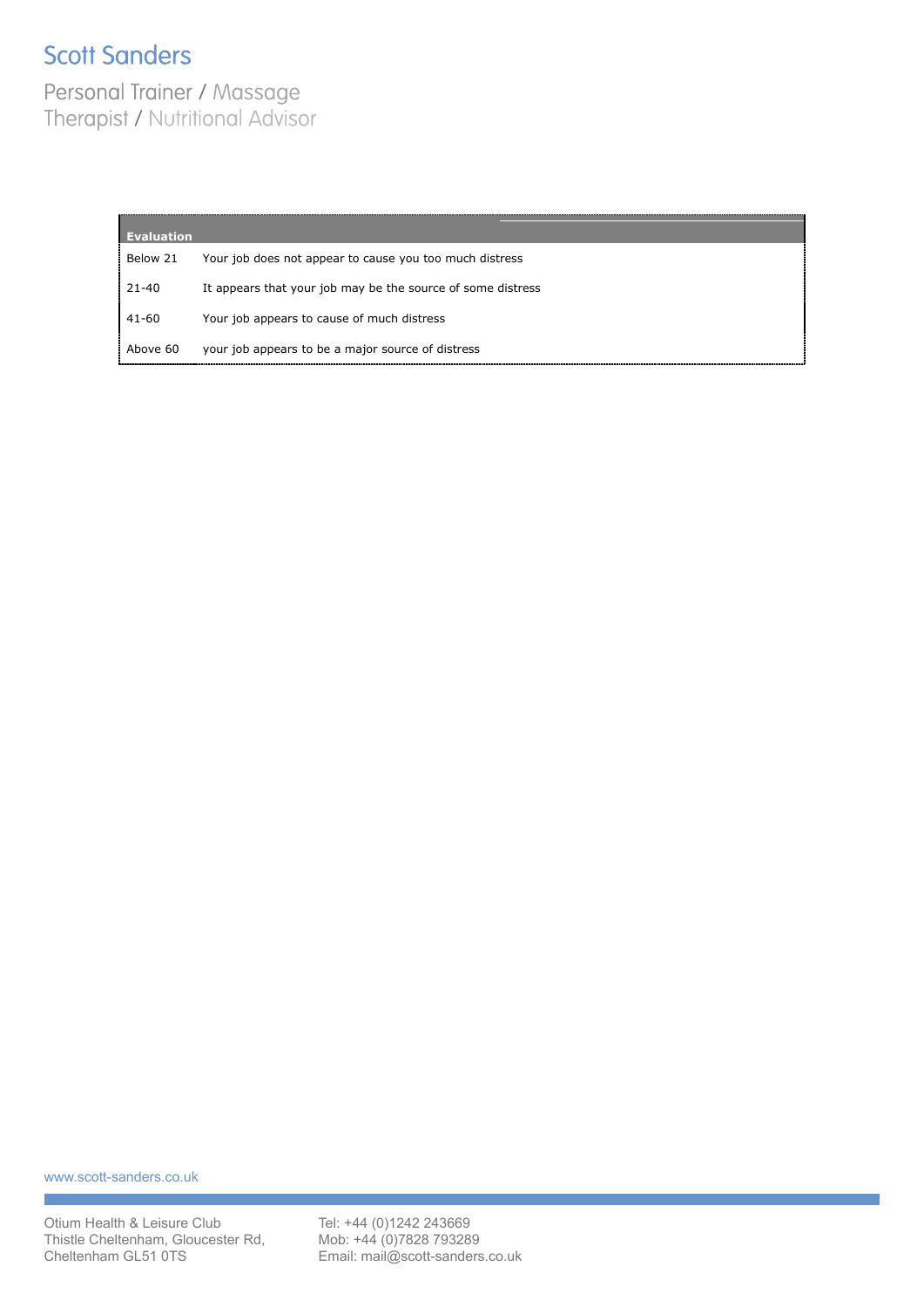Scott Sanders

Personal Trainer / Massage Therapist / Nutritional Advisor

| Evaluation | |
|---|---|
| Below 21 | Your job does not appear to cause you too much distress |
| 21-40 | It appears that your job may be the source of some distress |
| 41-60 | Your job appears to cause of much distress |
| Above 60 | your job appears to be a major source of distress |

www.scott-sanders.co.uk

Otium Health & Leisure Club
Thistle Cheltenham, Gloucester Rd,
Cheltenham GL51 0TS

Tel: +44 (0)1242 243669
Mob: +44 (0)7828 793289
Email: mail@scott-sanders.co.uk